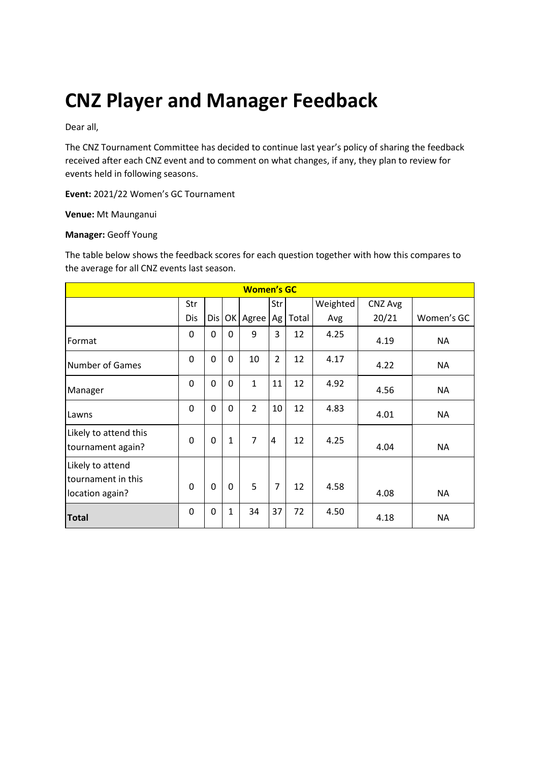# CNZ Player and Manager Feedback

Dear all,

The CNZ Tournament Committee has decided to continue last year's policy of sharing the feedback received after each CNZ event and to comment on what changes, if any, they plan to review for events held in following seasons.

**Event:** 2021/22 Women's GC Tournament

**Venue:** Mt Maunganui

**Manager:** Geoff Young

The table below shows the feedback scores for each question together with how this compares to the average for all CNZ events last season.

| Women's GC | | | | | | | | | |
|---|---|---|---|---|---|---|---|---|---|
| | Str Dis | Dis | OK | Agree | Str Ag | Total | Weighted Avg | CNZ Avg 20/21 | Women's GC |
| Format | 0 | 0 | 0 | 9 | 3 | 12 | 4.25 | 4.19 | NA |
| Number of Games | 0 | 0 | 0 | 10 | 2 | 12 | 4.17 | 4.22 | NA |
| Manager | 0 | 0 | 0 | 1 | 11 | 12 | 4.92 | 4.56 | NA |
| Lawns | 0 | 0 | 0 | 2 | 10 | 12 | 4.83 | 4.01 | NA |
| Likely to attend this tournament again? | 0 | 0 | 1 | 7 | 4 | 12 | 4.25 | 4.04 | NA |
| Likely to attend tournament in this location again? | 0 | 0 | 0 | 5 | 7 | 12 | 4.58 | 4.08 | NA |
| **Total** | 0 | 0 | 1 | 34 | 37 | 72 | 4.50 | 4.18 | NA |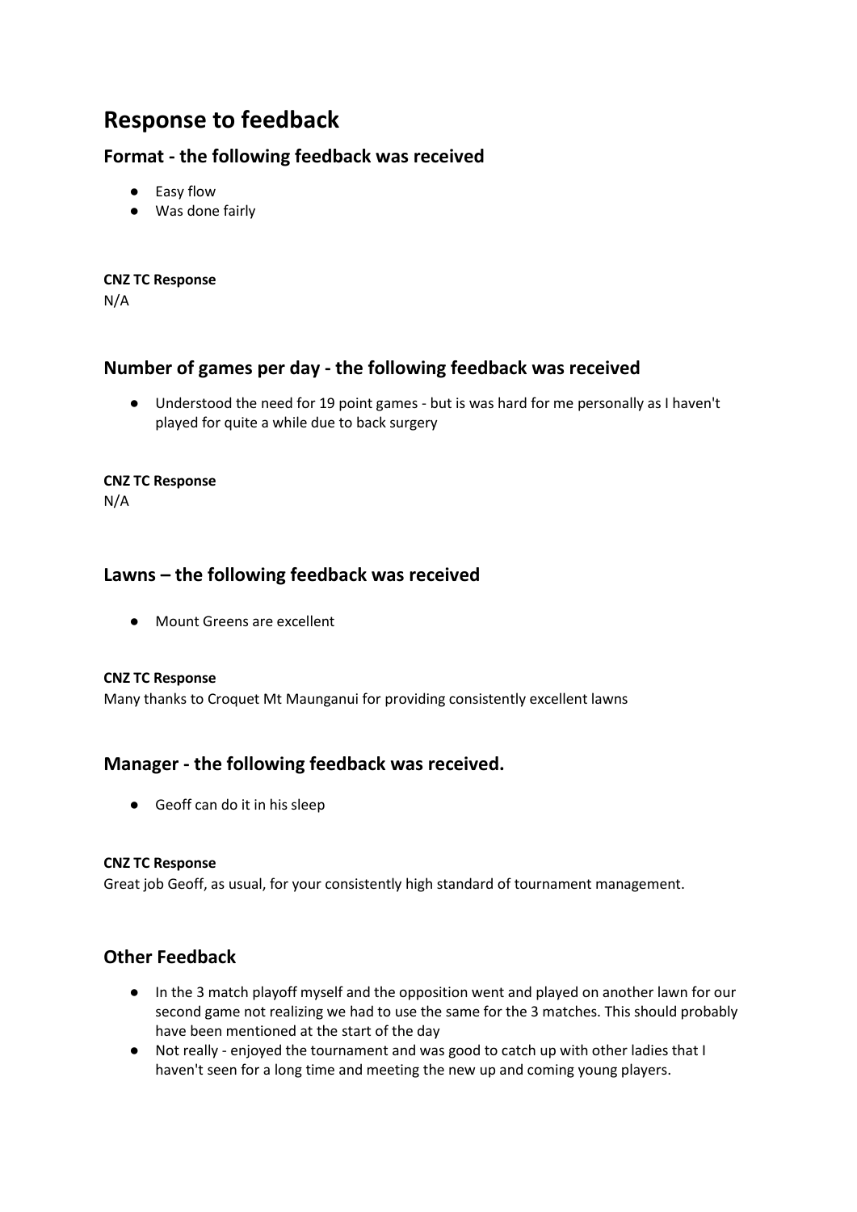# Response to feedback

## Format - the following feedback was received

- Easy flow
- Was done fairly

**CNZ TC Response**

N/A

## Number of games per day - the following feedback was received

- Understood the need for 19 point games - but is was hard for me personally as I haven't played for quite a while due to back surgery

**CNZ TC Response**

N/A

## Lawns – the following feedback was received

- Mount Greens are excellent

**CNZ TC Response**

Many thanks to Croquet Mt Maunganui for providing consistently excellent lawns

## Manager - the following feedback was received.

- Geoff can do it in his sleep

**CNZ TC Response**

Great job Geoff, as usual, for your consistently high standard of tournament management.

## Other Feedback

- In the 3 match playoff myself and the opposition went and played on another lawn for our second game not realizing we had to use the same for the 3 matches. This should probably have been mentioned at the start of the day
- Not really - enjoyed the tournament and was good to catch up with other ladies that I haven't seen for a long time and meeting the new up and coming young players.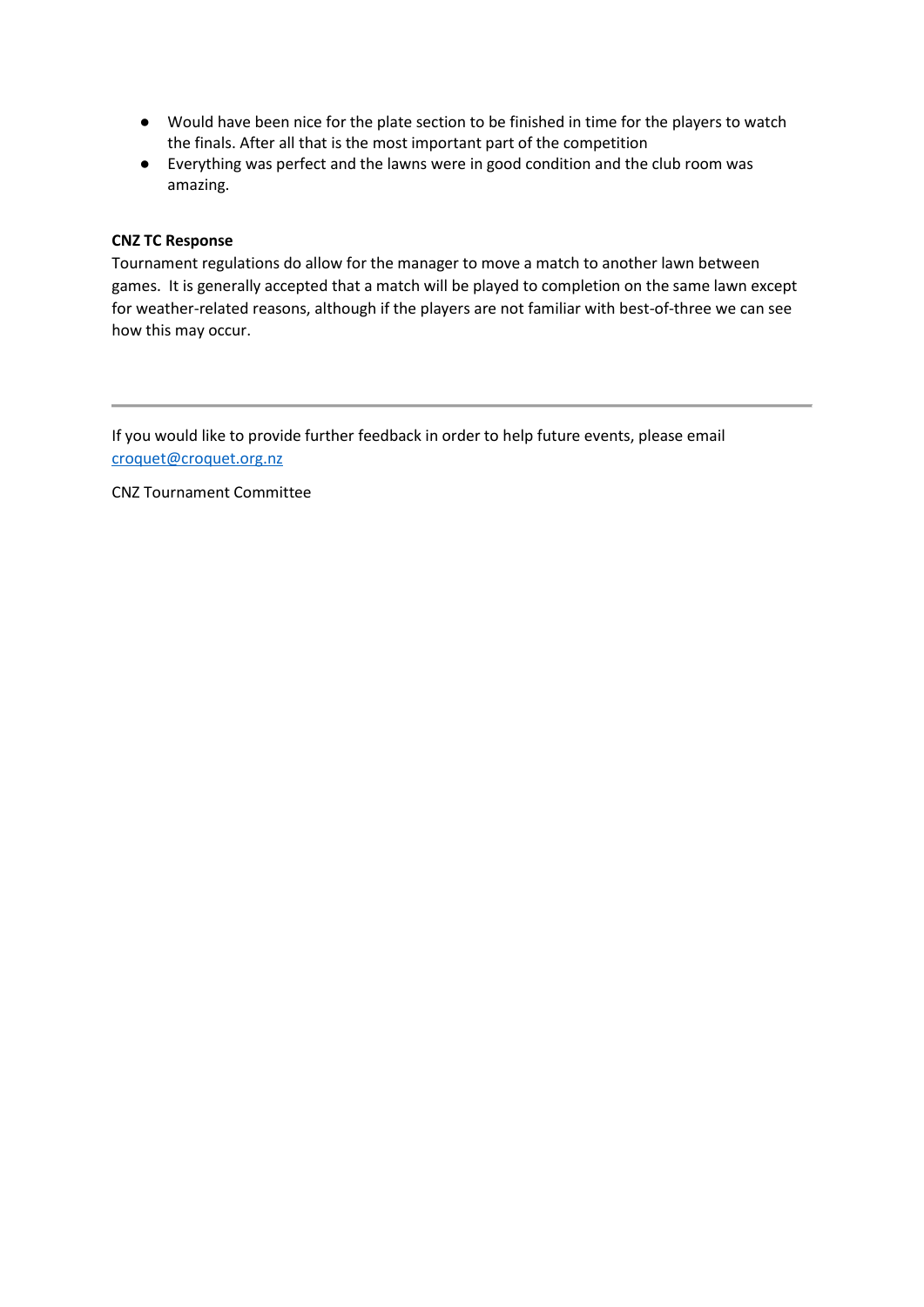- Would have been nice for the plate section to be finished in time for the players to watch the finals. After all that is the most important part of the competition
- Everything was perfect and the lawns were in good condition and the club room was amazing.

**CNZ TC Response**

Tournament regulations do allow for the manager to move a match to another lawn between games. It is generally accepted that a match will be played to completion on the same lawn except for weather-related reasons, although if the players are not familiar with best-of-three we can see how this may occur.

---

If you would like to provide further feedback in order to help future events, please email [croquet@croquet.org.nz](mailto:croquet@croquet.org.nz)

CNZ Tournament Committee